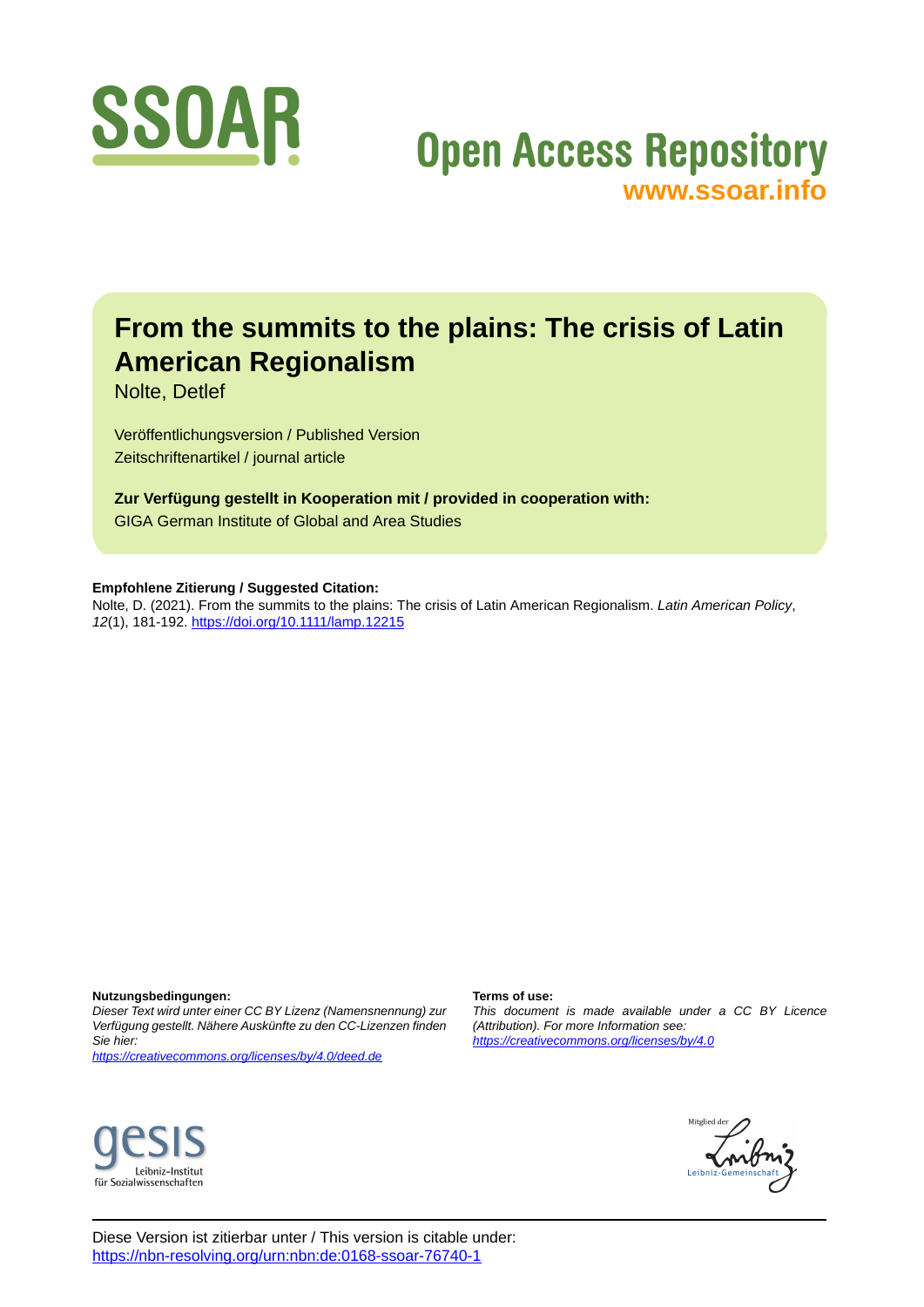SSOAR

Open Access Repository
www.ssoar.info

# From the summits to the plains: The crisis of Latin American Regionalism

Nolte, Detlef

Veröffentlichungsversion / Published Version
Zeitschriftenartikel / journal article

**Zur Verfügung gestellt in Kooperation mit / provided in cooperation with:**
GIGA German Institute of Global and Area Studies

**Empfohlene Zitierung / Suggested Citation:**
Nolte, D. (2021). From the summits to the plains: The crisis of Latin American Regionalism. *Latin American Policy*, *12*(1), 181-192. https://doi.org/10.1111/lamp.12215

**Nutzungsbedingungen:**
*Dieser Text wird unter einer CC BY Lizenz (Namensnennung) zur Verfügung gestellt. Nähere Auskünfte zu den CC-Lizenzen finden Sie hier:*
*https://creativecommons.org/licenses/by/4.0/deed.de*

**Terms of use:**
*This document is made available under a CC BY Licence (Attribution). For more Information see:*
*https://creativecommons.org/licenses/by/4.0*

gesis Leibniz-Institut für Sozialwissenschaften

Mitglied der Leibniz-Gemeinschaft

Diese Version ist zitierbar unter / This version is citable under:
https://nbn-resolving.org/urn:nbn:de:0168-ssoar-76740-1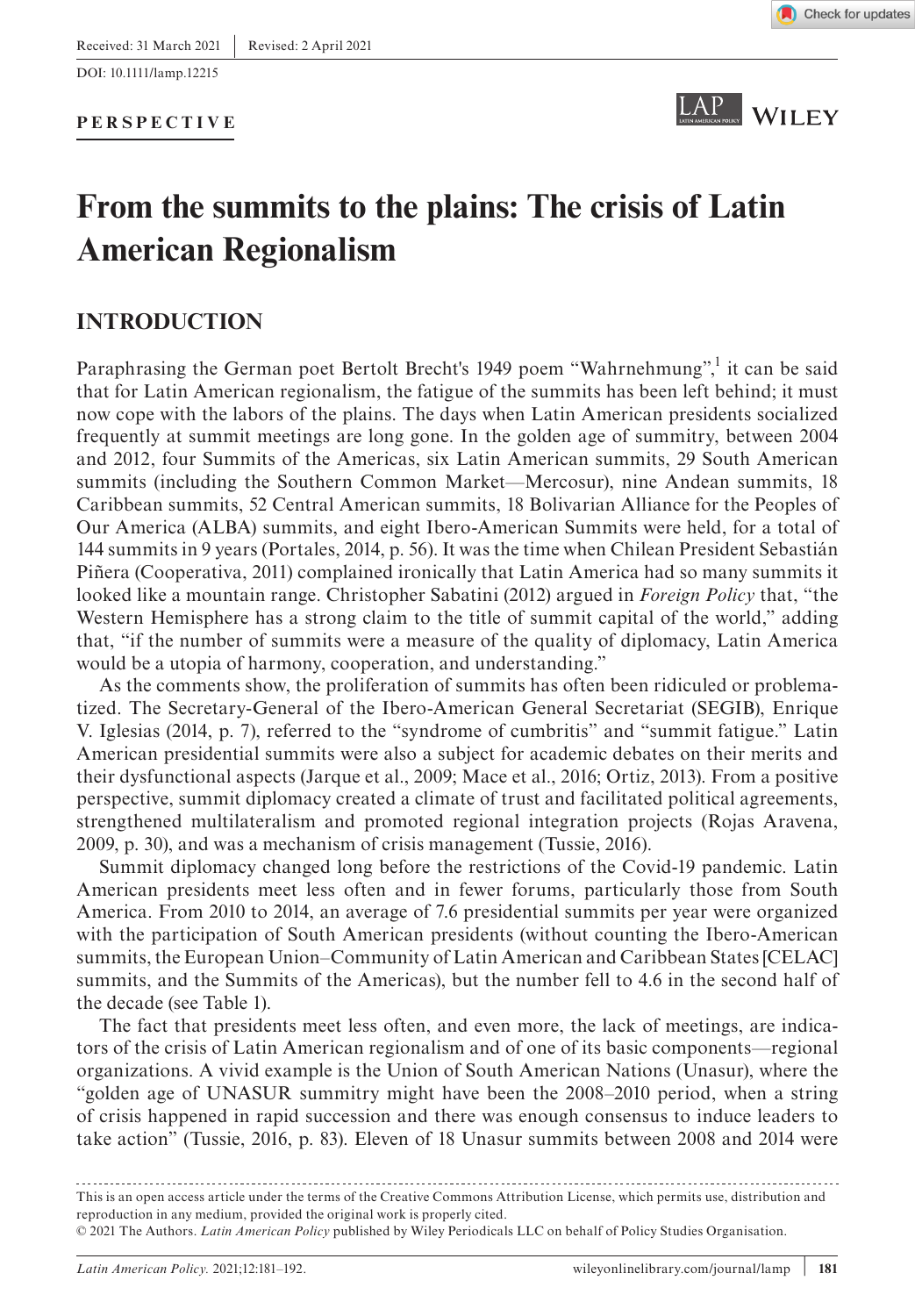Received: 31 March 2021 | Revised: 2 April 2021

DOI: 10.1111/lamp.12215

**PERSPECTIVE**

# From the summits to the plains: The crisis of Latin American Regionalism

## INTRODUCTION

Paraphrasing the German poet Bertolt Brecht's 1949 poem "Wahrnehmung",[1] it can be said that for Latin American regionalism, the fatigue of the summits has been left behind; it must now cope with the labors of the plains. The days when Latin American presidents socialized frequently at summit meetings are long gone. In the golden age of summitry, between 2004 and 2012, four Summits of the Americas, six Latin American summits, 29 South American summits (including the Southern Common Market—Mercosur), nine Andean summits, 18 Caribbean summits, 52 Central American summits, 18 Bolivarian Alliance for the Peoples of Our America (ALBA) summits, and eight Ibero-American Summits were held, for a total of 144 summits in 9 years (Portales, 2014, p. 56). It was the time when Chilean President Sebastián Piñera (Cooperativa, 2011) complained ironically that Latin America had so many summits it looked like a mountain range. Christopher Sabatini (2012) argued in *Foreign Policy* that, "the Western Hemisphere has a strong claim to the title of summit capital of the world," adding that, "if the number of summits were a measure of the quality of diplomacy, Latin America would be a utopia of harmony, cooperation, and understanding."

As the comments show, the proliferation of summits has often been ridiculed or problematized. The Secretary-General of the Ibero-American General Secretariat (SEGIB), Enrique V. Iglesias (2014, p. 7), referred to the "syndrome of cumbritis" and "summit fatigue." Latin American presidential summits were also a subject for academic debates on their merits and their dysfunctional aspects (Jarque et al., 2009; Mace et al., 2016; Ortiz, 2013). From a positive perspective, summit diplomacy created a climate of trust and facilitated political agreements, strengthened multilateralism and promoted regional integration projects (Rojas Aravena, 2009, p. 30), and was a mechanism of crisis management (Tussie, 2016).

Summit diplomacy changed long before the restrictions of the Covid-19 pandemic. Latin American presidents meet less often and in fewer forums, particularly those from South America. From 2010 to 2014, an average of 7.6 presidential summits per year were organized with the participation of South American presidents (without counting the Ibero-American summits, the European Union–Community of Latin American and Caribbean States [CELAC] summits, and the Summits of the Americas), but the number fell to 4.6 in the second half of the decade (see Table 1).

The fact that presidents meet less often, and even more, the lack of meetings, are indicators of the crisis of Latin American regionalism and of one of its basic components—regional organizations. A vivid example is the Union of South American Nations (Unasur), where the "golden age of UNASUR summitry might have been the 2008–2010 period, when a string of crisis happened in rapid succession and there was enough consensus to induce leaders to take action" (Tussie, 2016, p. 83). Eleven of 18 Unasur summits between 2008 and 2014 were

---

This is an open access article under the terms of the Creative Commons Attribution License, which permits use, distribution and reproduction in any medium, provided the original work is properly cited.

© 2021 The Authors. *Latin American Policy* published by Wiley Periodicals LLC on behalf of Policy Studies Organisation.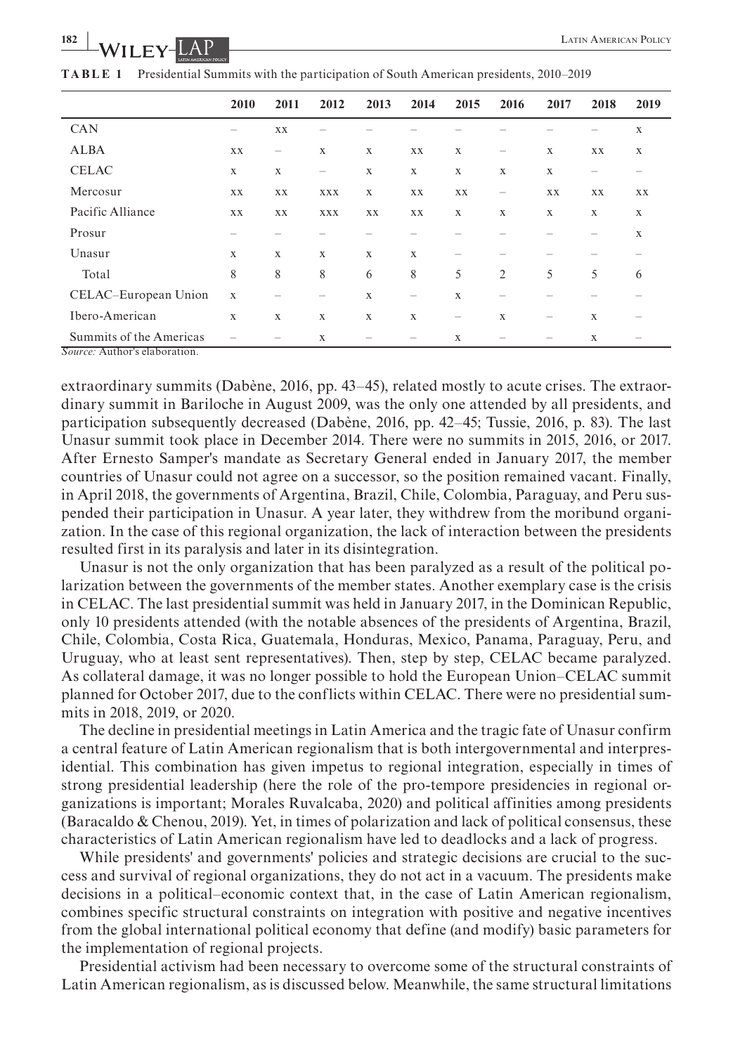**TABLE 1** Presidential Summits with the participation of South American presidents, 2010–2019

| | 2010 | 2011 | 2012 | 2013 | 2014 | 2015 | 2016 | 2017 | 2018 | 2019 |
|---|---|---|---|---|---|---|---|---|---|---|
| CAN | – | xx | – | – | – | – | – | – | – | x |
| ALBA | xx | – | x | x | xx | x | – | x | xx | x |
| CELAC | x | x | – | x | x | x | x | x | – | – |
| Mercosur | xx | xx | xxx | x | xx | xx | – | xx | xx | xx |
| Pacific Alliance | xx | xx | xxx | xx | xx | x | x | x | x | x |
| Prosur | – | – | – | – | – | – | – | – | – | x |
| Unasur | x | x | x | x | x | – | – | – | – | – |
| Total | 8 | 8 | 8 | 6 | 8 | 5 | 2 | 5 | 5 | 6 |
| CELAC–European Union | x | – | – | x | – | x | – | – | – | – |
| Ibero-American | x | x | x | x | x | – | x | – | x | – |
| Summits of the Americas | – | – | x | – | – | x | – | – | x | – |

*Source:* Author's elaboration.

extraordinary summits (Dabène, 2016, pp. 43–45), related mostly to acute crises. The extraordinary summit in Bariloche in August 2009, was the only one attended by all presidents, and participation subsequently decreased (Dabène, 2016, pp. 42–45; Tussie, 2016, p. 83). The last Unasur summit took place in December 2014. There were no summits in 2015, 2016, or 2017. After Ernesto Samper's mandate as Secretary General ended in January 2017, the member countries of Unasur could not agree on a successor, so the position remained vacant. Finally, in April 2018, the governments of Argentina, Brazil, Chile, Colombia, Paraguay, and Peru suspended their participation in Unasur. A year later, they withdrew from the moribund organization. In the case of this regional organization, the lack of interaction between the presidents resulted first in its paralysis and later in its disintegration.

Unasur is not the only organization that has been paralyzed as a result of the political polarization between the governments of the member states. Another exemplary case is the crisis in CELAC. The last presidential summit was held in January 2017, in the Dominican Republic, only 10 presidents attended (with the notable absences of the presidents of Argentina, Brazil, Chile, Colombia, Costa Rica, Guatemala, Honduras, Mexico, Panama, Paraguay, Peru, and Uruguay, who at least sent representatives). Then, step by step, CELAC became paralyzed. As collateral damage, it was no longer possible to hold the European Union–CELAC summit planned for October 2017, due to the conflicts within CELAC. There were no presidential summits in 2018, 2019, or 2020.

The decline in presidential meetings in Latin America and the tragic fate of Unasur confirm a central feature of Latin American regionalism that is both intergovernmental and interpresidential. This combination has given impetus to regional integration, especially in times of strong presidential leadership (here the role of the pro-tempore presidencies in regional organizations is important; Morales Ruvalcaba, 2020) and political affinities among presidents (Baracaldo & Chenou, 2019). Yet, in times of polarization and lack of political consensus, these characteristics of Latin American regionalism have led to deadlocks and a lack of progress.

While presidents' and governments' policies and strategic decisions are crucial to the success and survival of regional organizations, they do not act in a vacuum. The presidents make decisions in a political–economic context that, in the case of Latin American regionalism, combines specific structural constraints on integration with positive and negative incentives from the global international political economy that define (and modify) basic parameters for the implementation of regional projects.

Presidential activism had been necessary to overcome some of the structural constraints of Latin American regionalism, as is discussed below. Meanwhile, the same structural limitations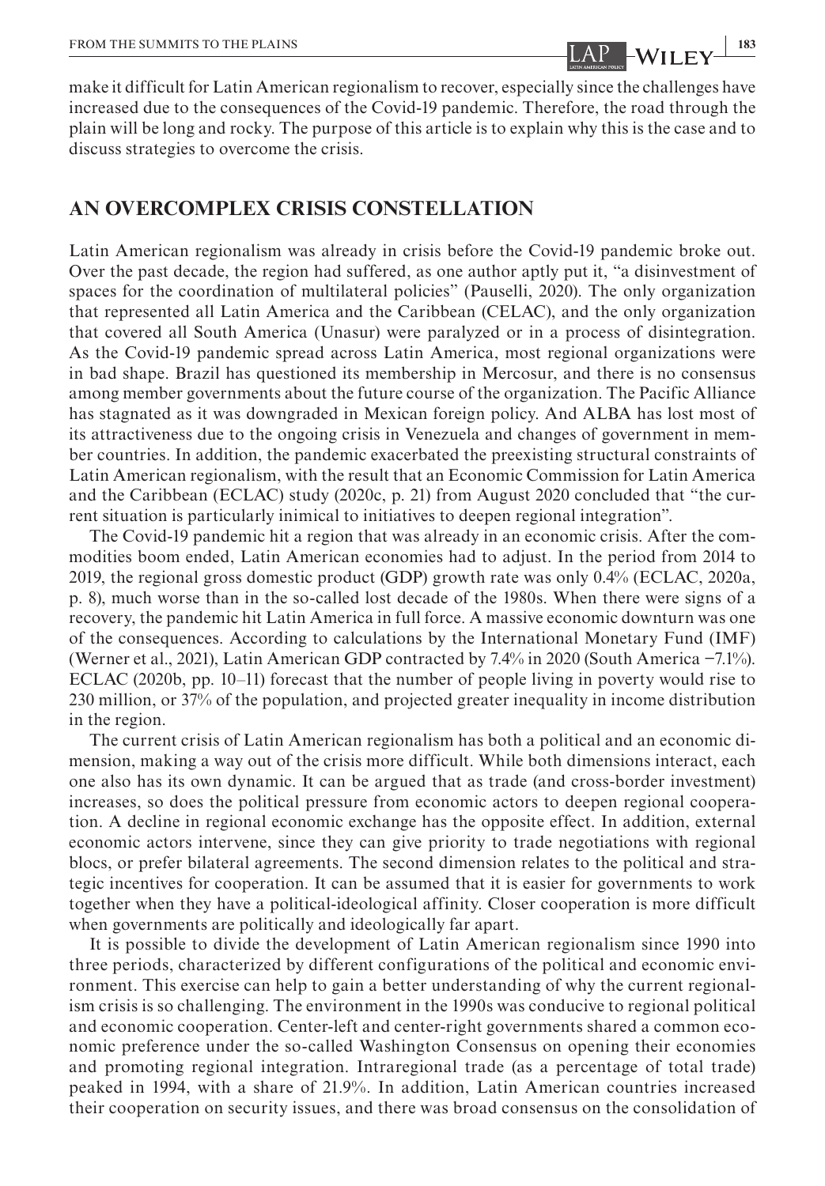make it difficult for Latin American regionalism to recover, especially since the challenges have increased due to the consequences of the Covid-19 pandemic. Therefore, the road through the plain will be long and rocky. The purpose of this article is to explain why this is the case and to discuss strategies to overcome the crisis.

## AN OVERCOMPLEX CRISIS CONSTELLATION

Latin American regionalism was already in crisis before the Covid-19 pandemic broke out. Over the past decade, the region had suffered, as one author aptly put it, "a disinvestment of spaces for the coordination of multilateral policies" (Pauselli, 2020). The only organization that represented all Latin America and the Caribbean (CELAC), and the only organization that covered all South America (Unasur) were paralyzed or in a process of disintegration. As the Covid-19 pandemic spread across Latin America, most regional organizations were in bad shape. Brazil has questioned its membership in Mercosur, and there is no consensus among member governments about the future course of the organization. The Pacific Alliance has stagnated as it was downgraded in Mexican foreign policy. And ALBA has lost most of its attractiveness due to the ongoing crisis in Venezuela and changes of government in member countries. In addition, the pandemic exacerbated the preexisting structural constraints of Latin American regionalism, with the result that an Economic Commission for Latin America and the Caribbean (ECLAC) study (2020c, p. 21) from August 2020 concluded that "the current situation is particularly inimical to initiatives to deepen regional integration".

The Covid-19 pandemic hit a region that was already in an economic crisis. After the commodities boom ended, Latin American economies had to adjust. In the period from 2014 to 2019, the regional gross domestic product (GDP) growth rate was only 0.4% (ECLAC, 2020a, p. 8), much worse than in the so-called lost decade of the 1980s. When there were signs of a recovery, the pandemic hit Latin America in full force. A massive economic downturn was one of the consequences. According to calculations by the International Monetary Fund (IMF) (Werner et al., 2021), Latin American GDP contracted by 7.4% in 2020 (South America −7.1%). ECLAC (2020b, pp. 10–11) forecast that the number of people living in poverty would rise to 230 million, or 37% of the population, and projected greater inequality in income distribution in the region.

The current crisis of Latin American regionalism has both a political and an economic dimension, making a way out of the crisis more difficult. While both dimensions interact, each one also has its own dynamic. It can be argued that as trade (and cross-border investment) increases, so does the political pressure from economic actors to deepen regional cooperation. A decline in regional economic exchange has the opposite effect. In addition, external economic actors intervene, since they can give priority to trade negotiations with regional blocs, or prefer bilateral agreements. The second dimension relates to the political and strategic incentives for cooperation. It can be assumed that it is easier for governments to work together when they have a political-ideological affinity. Closer cooperation is more difficult when governments are politically and ideologically far apart.

It is possible to divide the development of Latin American regionalism since 1990 into three periods, characterized by different configurations of the political and economic environment. This exercise can help to gain a better understanding of why the current regionalism crisis is so challenging. The environment in the 1990s was conducive to regional political and economic cooperation. Center-left and center-right governments shared a common economic preference under the so-called Washington Consensus on opening their economies and promoting regional integration. Intraregional trade (as a percentage of total trade) peaked in 1994, with a share of 21.9%. In addition, Latin American countries increased their cooperation on security issues, and there was broad consensus on the consolidation of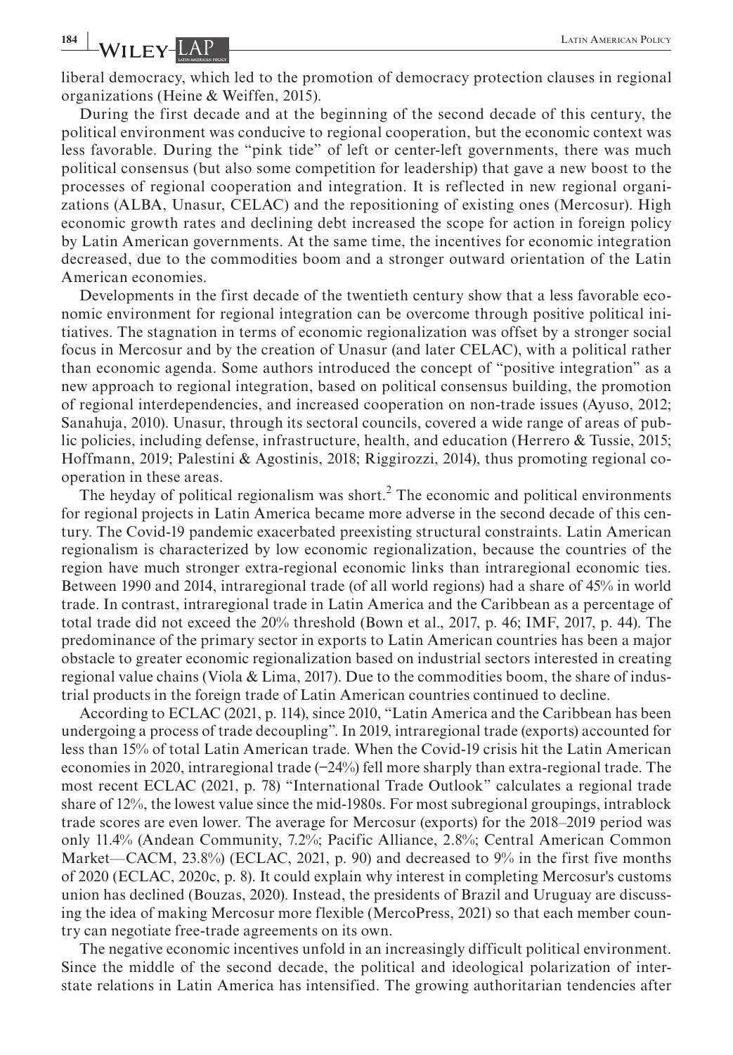liberal democracy, which led to the promotion of democracy protection clauses in regional organizations (Heine & Weiffen, 2015).

During the first decade and at the beginning of the second decade of this century, the political environment was conducive to regional cooperation, but the economic context was less favorable. During the "pink tide" of left or center-left governments, there was much political consensus (but also some competition for leadership) that gave a new boost to the processes of regional cooperation and integration. It is reflected in new regional organizations (ALBA, Unasur, CELAC) and the repositioning of existing ones (Mercosur). High economic growth rates and declining debt increased the scope for action in foreign policy by Latin American governments. At the same time, the incentives for economic integration decreased, due to the commodities boom and a stronger outward orientation of the Latin American economies.

Developments in the first decade of the twentieth century show that a less favorable economic environment for regional integration can be overcome through positive political initiatives. The stagnation in terms of economic regionalization was offset by a stronger social focus in Mercosur and by the creation of Unasur (and later CELAC), with a political rather than economic agenda. Some authors introduced the concept of "positive integration" as a new approach to regional integration, based on political consensus building, the promotion of regional interdependencies, and increased cooperation on non-trade issues (Ayuso, 2012; Sanahuja, 2010). Unasur, through its sectoral councils, covered a wide range of areas of public policies, including defense, infrastructure, health, and education (Herrero & Tussie, 2015; Hoffmann, 2019; Palestini & Agostinis, 2018; Riggirozzi, 2014), thus promoting regional cooperation in these areas.

The heyday of political regionalism was short.[2] The economic and political environments for regional projects in Latin America became more adverse in the second decade of this century. The Covid-19 pandemic exacerbated preexisting structural constraints. Latin American regionalism is characterized by low economic regionalization, because the countries of the region have much stronger extra-regional economic links than intraregional economic ties. Between 1990 and 2014, intraregional trade (of all world regions) had a share of 45% in world trade. In contrast, intraregional trade in Latin America and the Caribbean as a percentage of total trade did not exceed the 20% threshold (Bown et al., 2017, p. 46; IMF, 2017, p. 44). The predominance of the primary sector in exports to Latin American countries has been a major obstacle to greater economic regionalization based on industrial sectors interested in creating regional value chains (Viola & Lima, 2017). Due to the commodities boom, the share of industrial products in the foreign trade of Latin American countries continued to decline.

According to ECLAC (2021, p. 114), since 2010, "Latin America and the Caribbean has been undergoing a process of trade decoupling". In 2019, intraregional trade (exports) accounted for less than 15% of total Latin American trade. When the Covid-19 crisis hit the Latin American economies in 2020, intraregional trade (−24%) fell more sharply than extra-regional trade. The most recent ECLAC (2021, p. 78) "International Trade Outlook" calculates a regional trade share of 12%, the lowest value since the mid-1980s. For most subregional groupings, intrablock trade scores are even lower. The average for Mercosur (exports) for the 2018–2019 period was only 11.4% (Andean Community, 7.2%; Pacific Alliance, 2.8%; Central American Common Market—CACM, 23.8%) (ECLAC, 2021, p. 90) and decreased to 9% in the first five months of 2020 (ECLAC, 2020c, p. 8). It could explain why interest in completing Mercosur's customs union has declined (Bouzas, 2020). Instead, the presidents of Brazil and Uruguay are discussing the idea of making Mercosur more flexible (MercoPress, 2021) so that each member country can negotiate free-trade agreements on its own.

The negative economic incentives unfold in an increasingly difficult political environment. Since the middle of the second decade, the political and ideological polarization of interstate relations in Latin America has intensified. The growing authoritarian tendencies after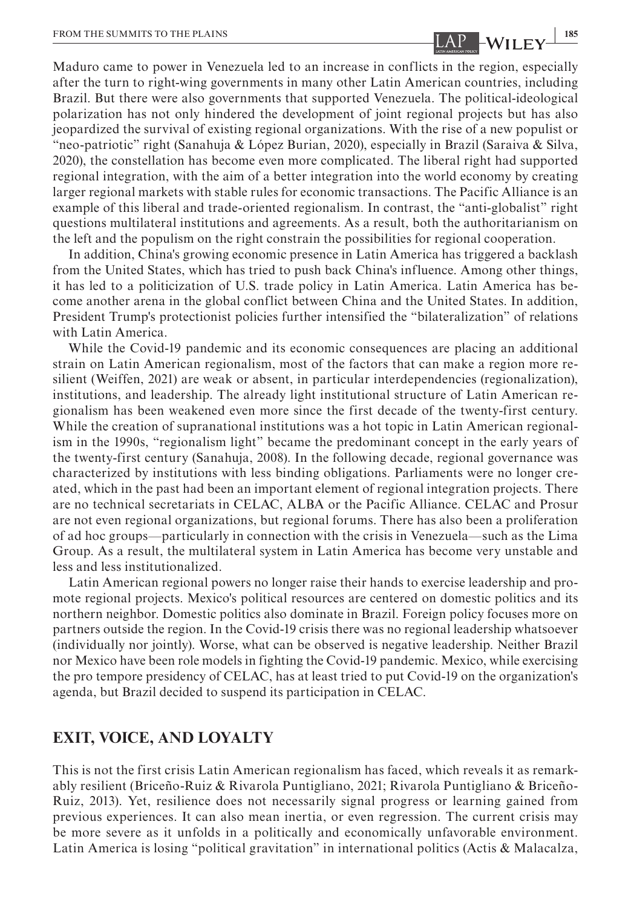Maduro came to power in Venezuela led to an increase in conflicts in the region, especially after the turn to right-wing governments in many other Latin American countries, including Brazil. But there were also governments that supported Venezuela. The political-ideological polarization has not only hindered the development of joint regional projects but has also jeopardized the survival of existing regional organizations. With the rise of a new populist or "neo-patriotic" right (Sanahuja & López Burian, 2020), especially in Brazil (Saraiva & Silva, 2020), the constellation has become even more complicated. The liberal right had supported regional integration, with the aim of a better integration into the world economy by creating larger regional markets with stable rules for economic transactions. The Pacific Alliance is an example of this liberal and trade-oriented regionalism. In contrast, the "anti-globalist" right questions multilateral institutions and agreements. As a result, both the authoritarianism on the left and the populism on the right constrain the possibilities for regional cooperation.

In addition, China's growing economic presence in Latin America has triggered a backlash from the United States, which has tried to push back China's influence. Among other things, it has led to a politicization of U.S. trade policy in Latin America. Latin America has become another arena in the global conflict between China and the United States. In addition, President Trump's protectionist policies further intensified the "bilateralization" of relations with Latin America.

While the Covid-19 pandemic and its economic consequences are placing an additional strain on Latin American regionalism, most of the factors that can make a region more resilient (Weiffen, 2021) are weak or absent, in particular interdependencies (regionalization), institutions, and leadership. The already light institutional structure of Latin American regionalism has been weakened even more since the first decade of the twenty-first century. While the creation of supranational institutions was a hot topic in Latin American regionalism in the 1990s, "regionalism light" became the predominant concept in the early years of the twenty-first century (Sanahuja, 2008). In the following decade, regional governance was characterized by institutions with less binding obligations. Parliaments were no longer created, which in the past had been an important element of regional integration projects. There are no technical secretariats in CELAC, ALBA or the Pacific Alliance. CELAC and Prosur are not even regional organizations, but regional forums. There has also been a proliferation of ad hoc groups—particularly in connection with the crisis in Venezuela—such as the Lima Group. As a result, the multilateral system in Latin America has become very unstable and less and less institutionalized.

Latin American regional powers no longer raise their hands to exercise leadership and promote regional projects. Mexico's political resources are centered on domestic politics and its northern neighbor. Domestic politics also dominate in Brazil. Foreign policy focuses more on partners outside the region. In the Covid-19 crisis there was no regional leadership whatsoever (individually nor jointly). Worse, what can be observed is negative leadership. Neither Brazil nor Mexico have been role models in fighting the Covid-19 pandemic. Mexico, while exercising the pro tempore presidency of CELAC, has at least tried to put Covid-19 on the organization's agenda, but Brazil decided to suspend its participation in CELAC.

## EXIT, VOICE, AND LOYALTY

This is not the first crisis Latin American regionalism has faced, which reveals it as remarkably resilient (Briceño-Ruiz & Rivarola Puntigliano, 2021; Rivarola Puntigliano & Briceño-Ruiz, 2013). Yet, resilience does not necessarily signal progress or learning gained from previous experiences. It can also mean inertia, or even regression. The current crisis may be more severe as it unfolds in a politically and economically unfavorable environment. Latin America is losing "political gravitation" in international politics (Actis & Malacalza,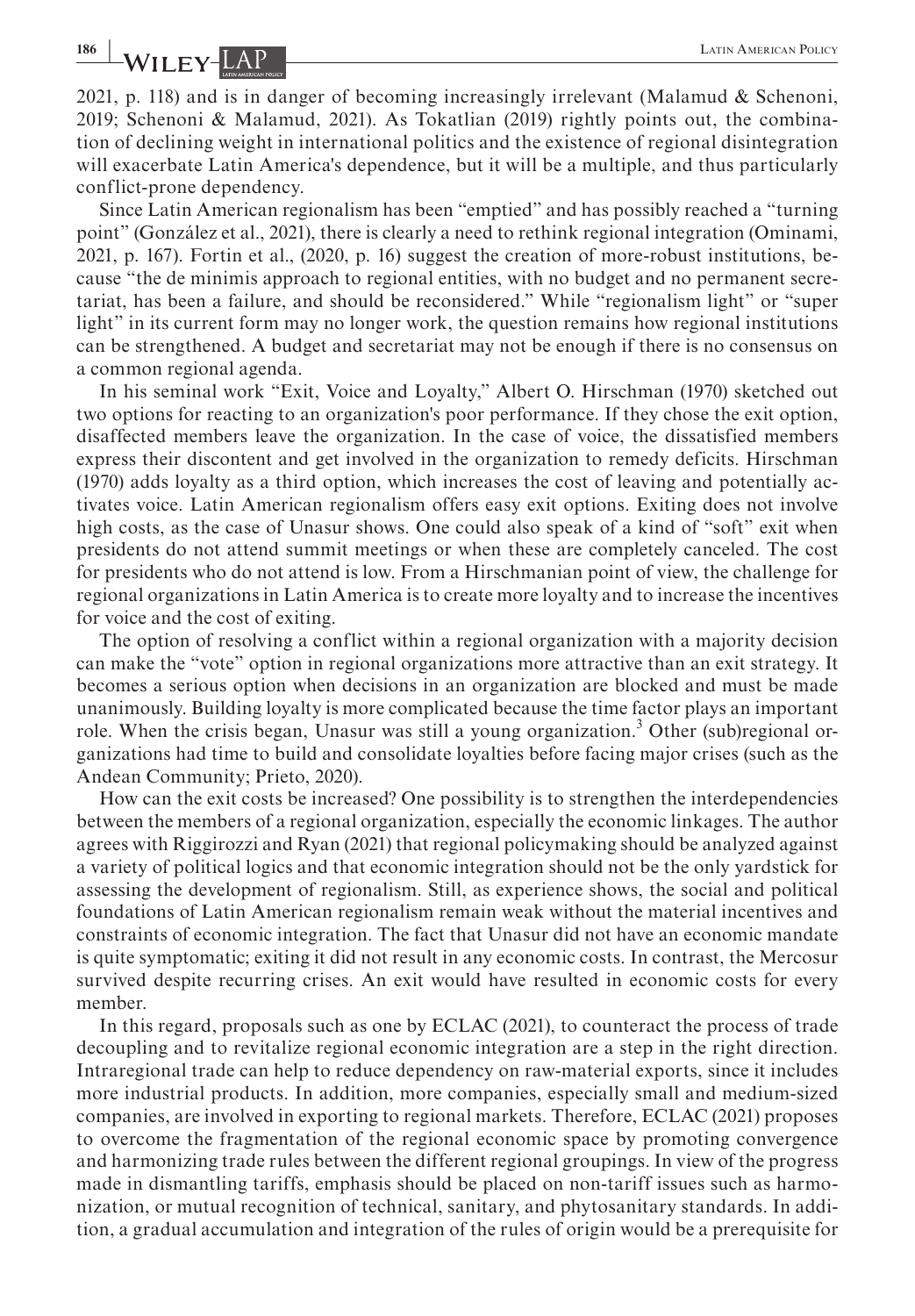2021, p. 118) and is in danger of becoming increasingly irrelevant (Malamud & Schenoni, 2019; Schenoni & Malamud, 2021). As Tokatlian (2019) rightly points out, the combination of declining weight in international politics and the existence of regional disintegration will exacerbate Latin America's dependence, but it will be a multiple, and thus particularly conflict-prone dependency.

Since Latin American regionalism has been "emptied" and has possibly reached a "turning point" (González et al., 2021), there is clearly a need to rethink regional integration (Ominami, 2021, p. 167). Fortin et al., (2020, p. 16) suggest the creation of more-robust institutions, because "the de minimis approach to regional entities, with no budget and no permanent secretariat, has been a failure, and should be reconsidered." While "regionalism light" or "super light" in its current form may no longer work, the question remains how regional institutions can be strengthened. A budget and secretariat may not be enough if there is no consensus on a common regional agenda.

In his seminal work "Exit, Voice and Loyalty," Albert O. Hirschman (1970) sketched out two options for reacting to an organization's poor performance. If they chose the exit option, disaffected members leave the organization. In the case of voice, the dissatisfied members express their discontent and get involved in the organization to remedy deficits. Hirschman (1970) adds loyalty as a third option, which increases the cost of leaving and potentially activates voice. Latin American regionalism offers easy exit options. Exiting does not involve high costs, as the case of Unasur shows. One could also speak of a kind of "soft" exit when presidents do not attend summit meetings or when these are completely canceled. The cost for presidents who do not attend is low. From a Hirschmanian point of view, the challenge for regional organizations in Latin America is to create more loyalty and to increase the incentives for voice and the cost of exiting.

The option of resolving a conflict within a regional organization with a majority decision can make the "vote" option in regional organizations more attractive than an exit strategy. It becomes a serious option when decisions in an organization are blocked and must be made unanimously. Building loyalty is more complicated because the time factor plays an important role. When the crisis began, Unasur was still a young organization.[3] Other (sub)regional organizations had time to build and consolidate loyalties before facing major crises (such as the Andean Community; Prieto, 2020).

How can the exit costs be increased? One possibility is to strengthen the interdependencies between the members of a regional organization, especially the economic linkages. The author agrees with Riggirozzi and Ryan (2021) that regional policymaking should be analyzed against a variety of political logics and that economic integration should not be the only yardstick for assessing the development of regionalism. Still, as experience shows, the social and political foundations of Latin American regionalism remain weak without the material incentives and constraints of economic integration. The fact that Unasur did not have an economic mandate is quite symptomatic; exiting it did not result in any economic costs. In contrast, the Mercosur survived despite recurring crises. An exit would have resulted in economic costs for every member.

In this regard, proposals such as one by ECLAC (2021), to counteract the process of trade decoupling and to revitalize regional economic integration are a step in the right direction. Intraregional trade can help to reduce dependency on raw-material exports, since it includes more industrial products. In addition, more companies, especially small and medium-sized companies, are involved in exporting to regional markets. Therefore, ECLAC (2021) proposes to overcome the fragmentation of the regional economic space by promoting convergence and harmonizing trade rules between the different regional groupings. In view of the progress made in dismantling tariffs, emphasis should be placed on non-tariff issues such as harmonization, or mutual recognition of technical, sanitary, and phytosanitary standards. In addition, a gradual accumulation and integration of the rules of origin would be a prerequisite for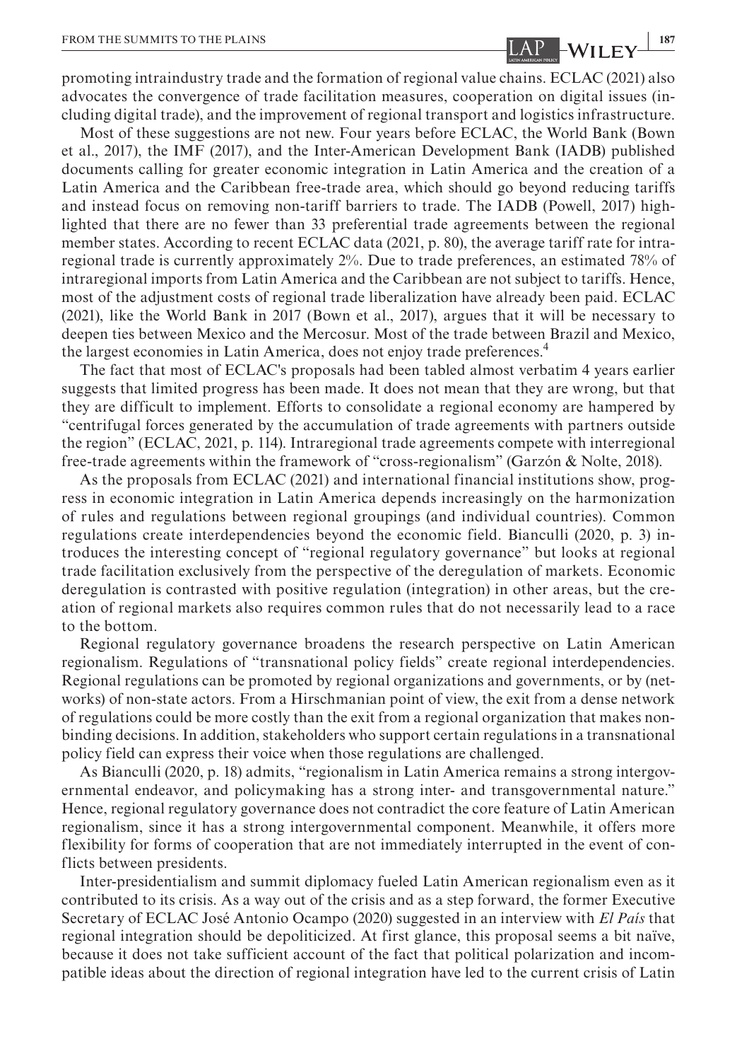promoting intraindustry trade and the formation of regional value chains. ECLAC (2021) also advocates the convergence of trade facilitation measures, cooperation on digital issues (including digital trade), and the improvement of regional transport and logistics infrastructure.

Most of these suggestions are not new. Four years before ECLAC, the World Bank (Bown et al., 2017), the IMF (2017), and the Inter-American Development Bank (IADB) published documents calling for greater economic integration in Latin America and the creation of a Latin America and the Caribbean free-trade area, which should go beyond reducing tariffs and instead focus on removing non-tariff barriers to trade. The IADB (Powell, 2017) highlighted that there are no fewer than 33 preferential trade agreements between the regional member states. According to recent ECLAC data (2021, p. 80), the average tariff rate for intraregional trade is currently approximately 2%. Due to trade preferences, an estimated 78% of intraregional imports from Latin America and the Caribbean are not subject to tariffs. Hence, most of the adjustment costs of regional trade liberalization have already been paid. ECLAC (2021), like the World Bank in 2017 (Bown et al., 2017), argues that it will be necessary to deepen ties between Mexico and the Mercosur. Most of the trade between Brazil and Mexico, the largest economies in Latin America, does not enjoy trade preferences.[4]

The fact that most of ECLAC's proposals had been tabled almost verbatim 4 years earlier suggests that limited progress has been made. It does not mean that they are wrong, but that they are difficult to implement. Efforts to consolidate a regional economy are hampered by "centrifugal forces generated by the accumulation of trade agreements with partners outside the region" (ECLAC, 2021, p. 114). Intraregional trade agreements compete with interregional free-trade agreements within the framework of "cross-regionalism" (Garzón & Nolte, 2018).

As the proposals from ECLAC (2021) and international financial institutions show, progress in economic integration in Latin America depends increasingly on the harmonization of rules and regulations between regional groupings (and individual countries). Common regulations create interdependencies beyond the economic field. Bianculli (2020, p. 3) introduces the interesting concept of "regional regulatory governance" but looks at regional trade facilitation exclusively from the perspective of the deregulation of markets. Economic deregulation is contrasted with positive regulation (integration) in other areas, but the creation of regional markets also requires common rules that do not necessarily lead to a race to the bottom.

Regional regulatory governance broadens the research perspective on Latin American regionalism. Regulations of "transnational policy fields" create regional interdependencies. Regional regulations can be promoted by regional organizations and governments, or by (networks) of non-state actors. From a Hirschmanian point of view, the exit from a dense network of regulations could be more costly than the exit from a regional organization that makes nonbinding decisions. In addition, stakeholders who support certain regulations in a transnational policy field can express their voice when those regulations are challenged.

As Bianculli (2020, p. 18) admits, "regionalism in Latin America remains a strong intergovernmental endeavor, and policymaking has a strong inter- and transgovernmental nature." Hence, regional regulatory governance does not contradict the core feature of Latin American regionalism, since it has a strong intergovernmental component. Meanwhile, it offers more flexibility for forms of cooperation that are not immediately interrupted in the event of conflicts between presidents.

Inter-presidentialism and summit diplomacy fueled Latin American regionalism even as it contributed to its crisis. As a way out of the crisis and as a step forward, the former Executive Secretary of ECLAC José Antonio Ocampo (2020) suggested in an interview with *El País* that regional integration should be depoliticized. At first glance, this proposal seems a bit naïve, because it does not take sufficient account of the fact that political polarization and incompatible ideas about the direction of regional integration have led to the current crisis of Latin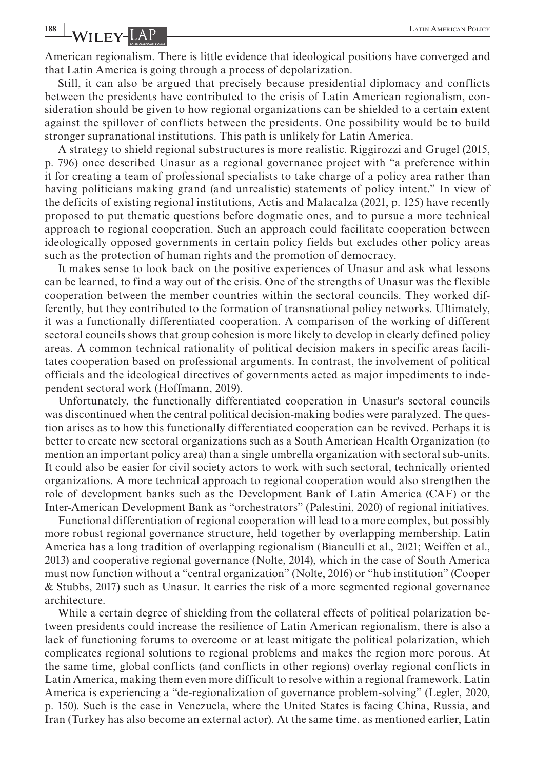American regionalism. There is little evidence that ideological positions have converged and that Latin America is going through a process of depolarization.

Still, it can also be argued that precisely because presidential diplomacy and conflicts between the presidents have contributed to the crisis of Latin American regionalism, consideration should be given to how regional organizations can be shielded to a certain extent against the spillover of conflicts between the presidents. One possibility would be to build stronger supranational institutions. This path is unlikely for Latin America.

A strategy to shield regional substructures is more realistic. Riggirozzi and Grugel (2015, p. 796) once described Unasur as a regional governance project with "a preference within it for creating a team of professional specialists to take charge of a policy area rather than having politicians making grand (and unrealistic) statements of policy intent." In view of the deficits of existing regional institutions, Actis and Malacalza (2021, p. 125) have recently proposed to put thematic questions before dogmatic ones, and to pursue a more technical approach to regional cooperation. Such an approach could facilitate cooperation between ideologically opposed governments in certain policy fields but excludes other policy areas such as the protection of human rights and the promotion of democracy.

It makes sense to look back on the positive experiences of Unasur and ask what lessons can be learned, to find a way out of the crisis. One of the strengths of Unasur was the flexible cooperation between the member countries within the sectoral councils. They worked differently, but they contributed to the formation of transnational policy networks. Ultimately, it was a functionally differentiated cooperation. A comparison of the working of different sectoral councils shows that group cohesion is more likely to develop in clearly defined policy areas. A common technical rationality of political decision makers in specific areas facilitates cooperation based on professional arguments. In contrast, the involvement of political officials and the ideological directives of governments acted as major impediments to independent sectoral work (Hoffmann, 2019).

Unfortunately, the functionally differentiated cooperation in Unasur's sectoral councils was discontinued when the central political decision-making bodies were paralyzed. The question arises as to how this functionally differentiated cooperation can be revived. Perhaps it is better to create new sectoral organizations such as a South American Health Organization (to mention an important policy area) than a single umbrella organization with sectoral sub-units. It could also be easier for civil society actors to work with such sectoral, technically oriented organizations. A more technical approach to regional cooperation would also strengthen the role of development banks such as the Development Bank of Latin America (CAF) or the Inter-American Development Bank as "orchestrators" (Palestini, 2020) of regional initiatives.

Functional differentiation of regional cooperation will lead to a more complex, but possibly more robust regional governance structure, held together by overlapping membership. Latin America has a long tradition of overlapping regionalism (Bianculli et al., 2021; Weiffen et al., 2013) and cooperative regional governance (Nolte, 2014), which in the case of South America must now function without a "central organization" (Nolte, 2016) or "hub institution" (Cooper & Stubbs, 2017) such as Unasur. It carries the risk of a more segmented regional governance architecture.

While a certain degree of shielding from the collateral effects of political polarization between presidents could increase the resilience of Latin American regionalism, there is also a lack of functioning forums to overcome or at least mitigate the political polarization, which complicates regional solutions to regional problems and makes the region more porous. At the same time, global conflicts (and conflicts in other regions) overlay regional conflicts in Latin America, making them even more difficult to resolve within a regional framework. Latin America is experiencing a "de-regionalization of governance problem-solving" (Legler, 2020, p. 150). Such is the case in Venezuela, where the United States is facing China, Russia, and Iran (Turkey has also become an external actor). At the same time, as mentioned earlier, Latin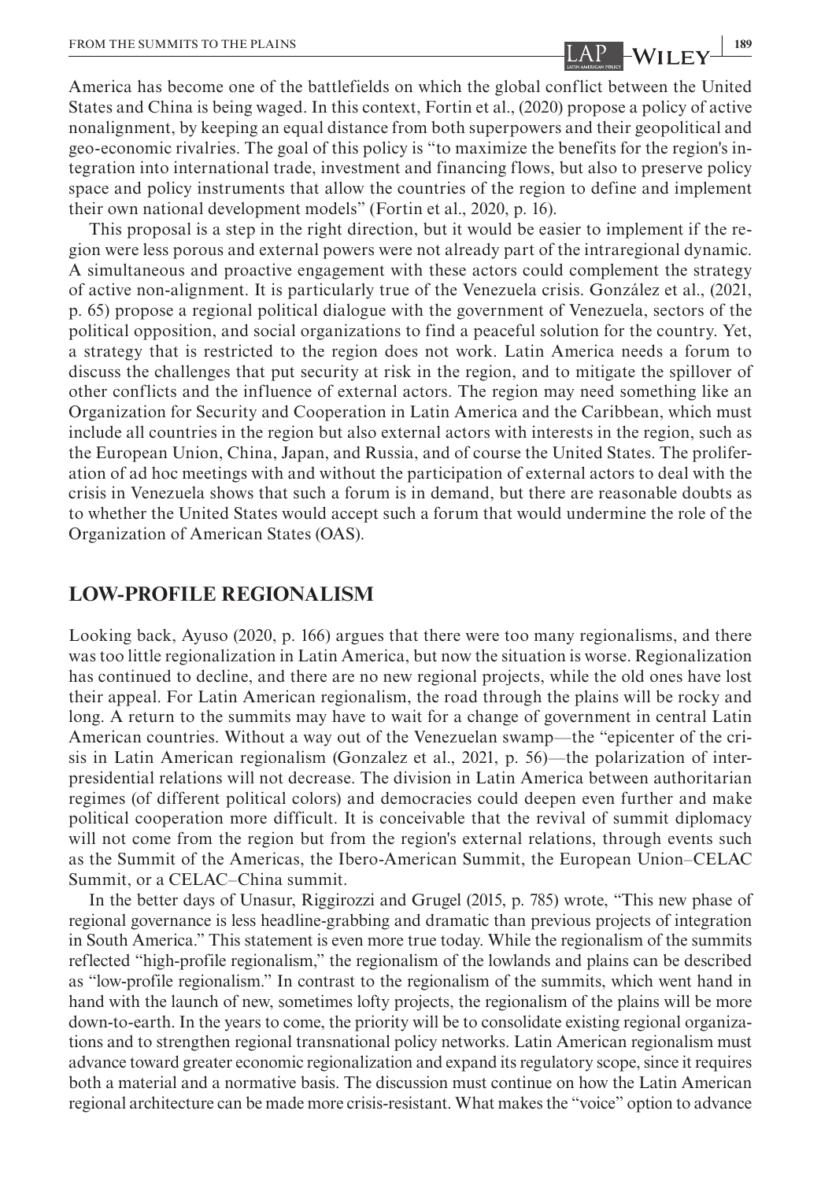America has become one of the battlefields on which the global conflict between the United States and China is being waged. In this context, Fortin et al., (2020) propose a policy of active nonalignment, by keeping an equal distance from both superpowers and their geopolitical and geo-economic rivalries. The goal of this policy is "to maximize the benefits for the region's integration into international trade, investment and financing flows, but also to preserve policy space and policy instruments that allow the countries of the region to define and implement their own national development models" (Fortin et al., 2020, p. 16).

This proposal is a step in the right direction, but it would be easier to implement if the region were less porous and external powers were not already part of the intraregional dynamic. A simultaneous and proactive engagement with these actors could complement the strategy of active non-alignment. It is particularly true of the Venezuela crisis. González et al., (2021, p. 65) propose a regional political dialogue with the government of Venezuela, sectors of the political opposition, and social organizations to find a peaceful solution for the country. Yet, a strategy that is restricted to the region does not work. Latin America needs a forum to discuss the challenges that put security at risk in the region, and to mitigate the spillover of other conflicts and the influence of external actors. The region may need something like an Organization for Security and Cooperation in Latin America and the Caribbean, which must include all countries in the region but also external actors with interests in the region, such as the European Union, China, Japan, and Russia, and of course the United States. The proliferation of ad hoc meetings with and without the participation of external actors to deal with the crisis in Venezuela shows that such a forum is in demand, but there are reasonable doubts as to whether the United States would accept such a forum that would undermine the role of the Organization of American States (OAS).

## LOW-PROFILE REGIONALISM

Looking back, Ayuso (2020, p. 166) argues that there were too many regionalisms, and there was too little regionalization in Latin America, but now the situation is worse. Regionalization has continued to decline, and there are no new regional projects, while the old ones have lost their appeal. For Latin American regionalism, the road through the plains will be rocky and long. A return to the summits may have to wait for a change of government in central Latin American countries. Without a way out of the Venezuelan swamp—the "epicenter of the crisis in Latin American regionalism (Gonzalez et al., 2021, p. 56)—the polarization of inter-presidential relations will not decrease. The division in Latin America between authoritarian regimes (of different political colors) and democracies could deepen even further and make political cooperation more difficult. It is conceivable that the revival of summit diplomacy will not come from the region but from the region's external relations, through events such as the Summit of the Americas, the Ibero-American Summit, the European Union–CELAC Summit, or a CELAC–China summit.

In the better days of Unasur, Riggirozzi and Grugel (2015, p. 785) wrote, "This new phase of regional governance is less headline-grabbing and dramatic than previous projects of integration in South America." This statement is even more true today. While the regionalism of the summits reflected "high-profile regionalism," the regionalism of the lowlands and plains can be described as "low-profile regionalism." In contrast to the regionalism of the summits, which went hand in hand with the launch of new, sometimes lofty projects, the regionalism of the plains will be more down-to-earth. In the years to come, the priority will be to consolidate existing regional organizations and to strengthen regional transnational policy networks. Latin American regionalism must advance toward greater economic regionalization and expand its regulatory scope, since it requires both a material and a normative basis. The discussion must continue on how the Latin American regional architecture can be made more crisis-resistant. What makes the "voice" option to advance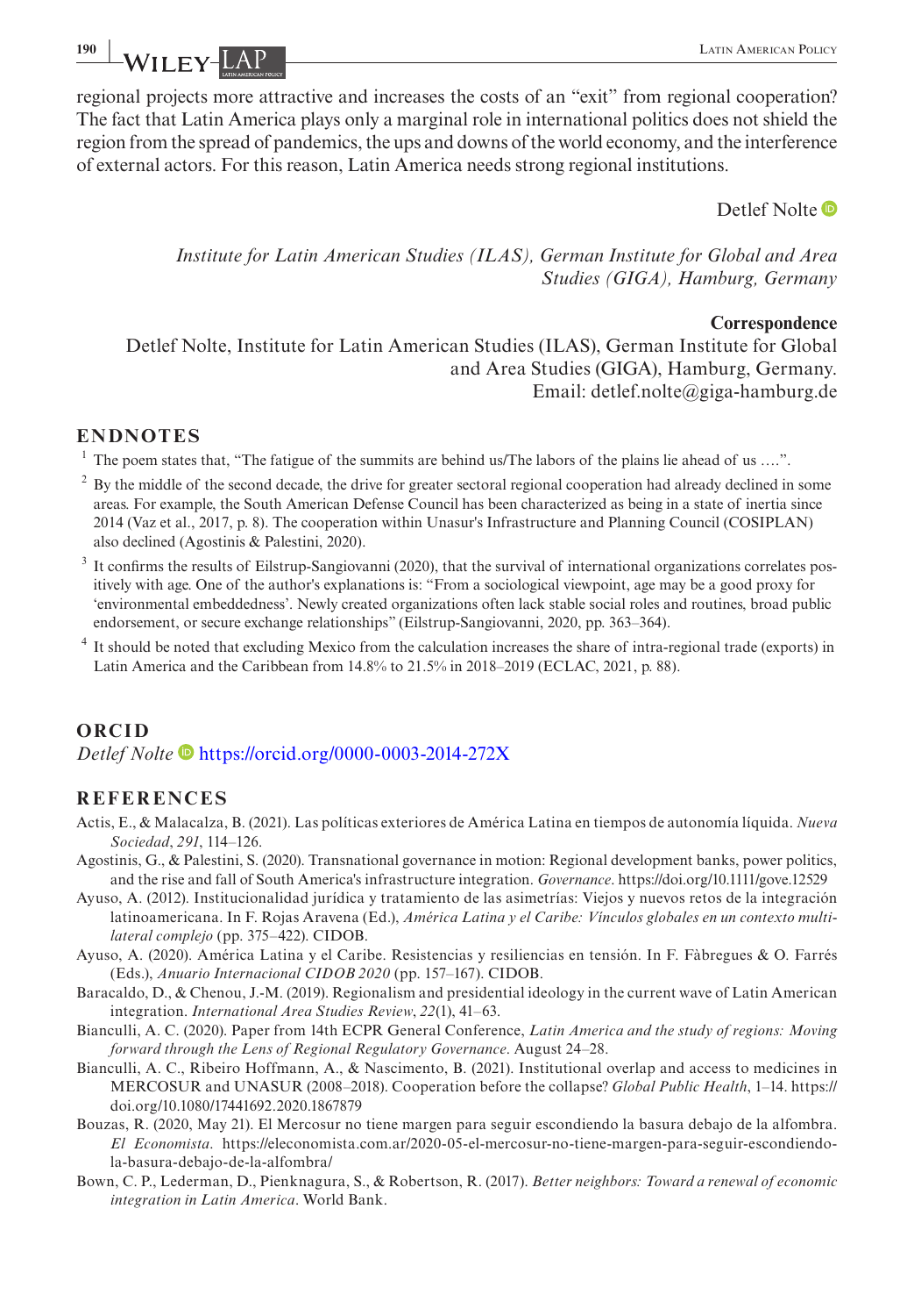regional projects more attractive and increases the costs of an "exit" from regional cooperation? The fact that Latin America plays only a marginal role in international politics does not shield the region from the spread of pandemics, the ups and downs of the world economy, and the interference of external actors. For this reason, Latin America needs strong regional institutions.

Detlef Nolte

*Institute for Latin American Studies (ILAS), German Institute for Global and Area Studies (GIGA), Hamburg, Germany*

**Correspondence**
Detlef Nolte, Institute for Latin American Studies (ILAS), German Institute for Global and Area Studies (GIGA), Hamburg, Germany.
Email: detlef.nolte@giga-hamburg.de

## ENDNOTES

[1] The poem states that, "The fatigue of the summits are behind us/The labors of the plains lie ahead of us ….".

[2] By the middle of the second decade, the drive for greater sectoral regional cooperation had already declined in some areas. For example, the South American Defense Council has been characterized as being in a state of inertia since 2014 (Vaz et al., 2017, p. 8). The cooperation within Unasur's Infrastructure and Planning Council (COSIPLAN) also declined (Agostinis & Palestini, 2020).

[3] It confirms the results of Eilstrup-Sangiovanni (2020), that the survival of international organizations correlates positively with age. One of the author's explanations is: "From a sociological viewpoint, age may be a good proxy for 'environmental embeddedness'. Newly created organizations often lack stable social roles and routines, broad public endorsement, or secure exchange relationships" (Eilstrup-Sangiovanni, 2020, pp. 363–364).

[4] It should be noted that excluding Mexico from the calculation increases the share of intra-regional trade (exports) in Latin America and the Caribbean from 14.8% to 21.5% in 2018–2019 (ECLAC, 2021, p. 88).

## ORCID

*Detlef Nolte* https://orcid.org/0000-0003-2014-272X

## REFERENCES

Actis, E., & Malacalza, B. (2021). Las políticas exteriores de América Latina en tiempos de autonomía líquida. *Nueva Sociedad*, *291*, 114–126.

Agostinis, G., & Palestini, S. (2020). Transnational governance in motion: Regional development banks, power politics, and the rise and fall of South America's infrastructure integration. *Governance*. https://doi.org/10.1111/gove.12529

Ayuso, A. (2012). Institucionalidad jurídica y tratamiento de las asimetrías: Viejos y nuevos retos de la integración latinoamericana. In F. Rojas Aravena (Ed.), *América Latina y el Caribe: Vínculos globales en un contexto multilateral complejo* (pp. 375–422). CIDOB.

Ayuso, A. (2020). América Latina y el Caribe. Resistencias y resiliencias en tensión. In F. Fàbregues & O. Farrés (Eds.), *Anuario Internacional CIDOB 2020* (pp. 157–167). CIDOB.

Baracaldo, D., & Chenou, J.-M. (2019). Regionalism and presidential ideology in the current wave of Latin American integration. *International Area Studies Review*, *22*(1), 41–63.

Bianculli, A. C. (2020). Paper from 14th ECPR General Conference, *Latin America and the study of regions: Moving forward through the Lens of Regional Regulatory Governance*. August 24–28.

Bianculli, A. C., Ribeiro Hoffmann, A., & Nascimento, B. (2021). Institutional overlap and access to medicines in MERCOSUR and UNASUR (2008–2018). Cooperation before the collapse? *Global Public Health*, 1–14. https://doi.org/10.1080/17441692.2020.1867879

Bouzas, R. (2020, May 21). El Mercosur no tiene margen para seguir escondiendo la basura debajo de la alfombra. *El Economista*. https://eleconomista.com.ar/2020-05-el-mercosur-no-tiene-margen-para-seguir-escondiendo-la-basura-debajo-de-la-alfombra/

Bown, C. P., Lederman, D., Pienknagura, S., & Robertson, R. (2017). *Better neighbors: Toward a renewal of economic integration in Latin America*. World Bank.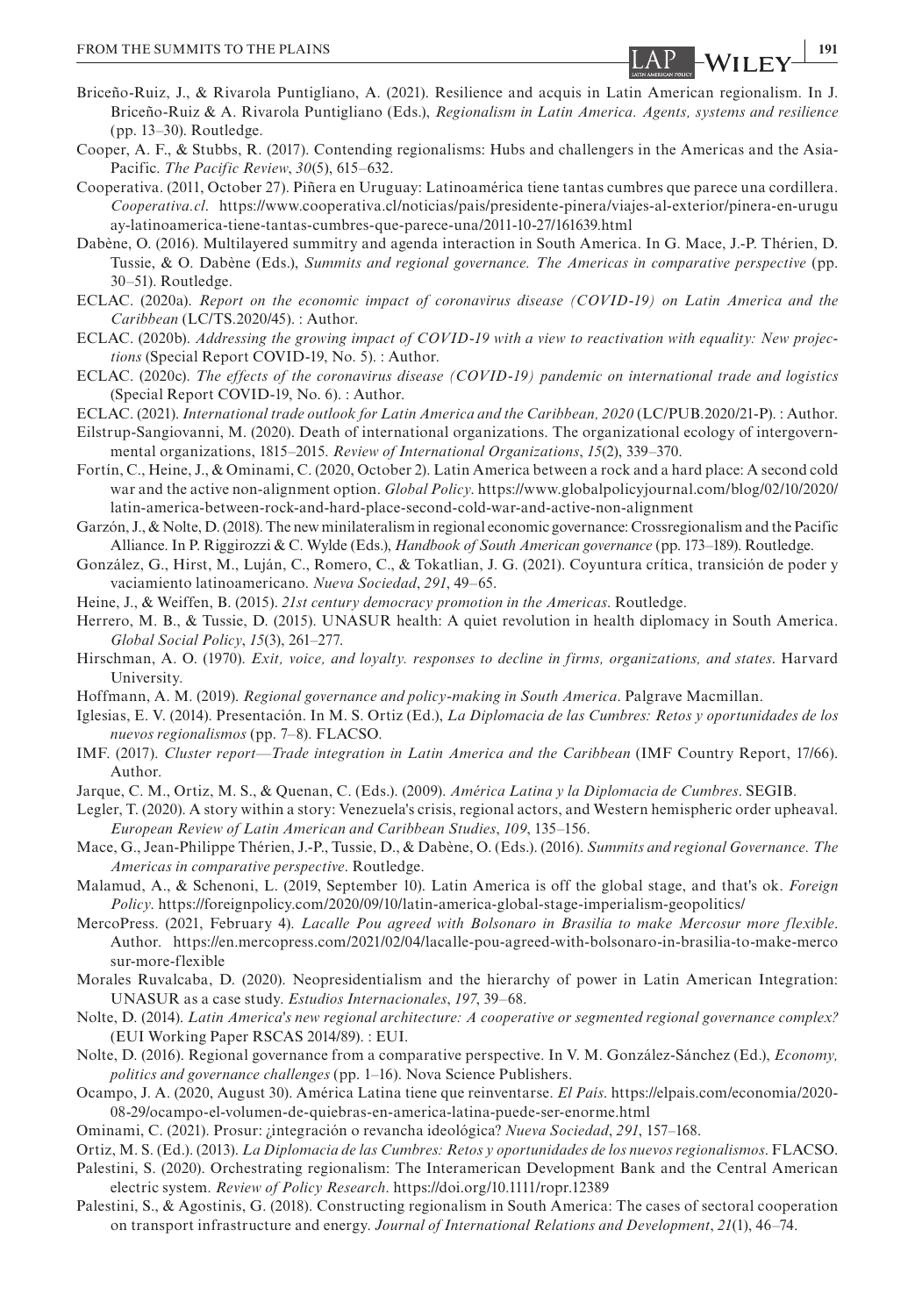Briceño-Ruiz, J., & Rivarola Puntigliano, A. (2021). Resilience and acquis in Latin American regionalism. In J. Briceño-Ruiz & A. Rivarola Puntigliano (Eds.), *Regionalism in Latin America. Agents, systems and resilience* (pp. 13–30). Routledge.

Cooper, A. F., & Stubbs, R. (2017). Contending regionalisms: Hubs and challengers in the Americas and the Asia-Pacific. *The Pacific Review*, *30*(5), 615–632.

Cooperativa. (2011, October 27). Piñera en Uruguay: Latinoamérica tiene tantas cumbres que parece una cordillera. *Cooperativa.cl*. https://www.cooperativa.cl/noticias/pais/presidente-pinera/viajes-al-exterior/pinera-en-uruguay-latinoamerica-tiene-tantas-cumbres-que-parece-una/2011-10-27/161639.html

Dabène, O. (2016). Multilayered summitry and agenda interaction in South America. In G. Mace, J.-P. Thérien, D. Tussie, & O. Dabène (Eds.), *Summits and regional governance. The Americas in comparative perspective* (pp. 30–51). Routledge.

ECLAC. (2020a). *Report on the economic impact of coronavirus disease (COVID-19) on Latin America and the Caribbean* (LC/TS.2020/45). : Author.

ECLAC. (2020b). *Addressing the growing impact of COVID-19 with a view to reactivation with equality: New projections* (Special Report COVID-19, No. 5). : Author.

ECLAC. (2020c). *The effects of the coronavirus disease (COVID-19) pandemic on international trade and logistics* (Special Report COVID-19, No. 6). : Author.

ECLAC. (2021). *International trade outlook for Latin America and the Caribbean, 2020* (LC/PUB.2020/21-P). : Author.

Eilstrup-Sangiovanni, M. (2020). Death of international organizations. The organizational ecology of intergovernmental organizations, 1815–2015. *Review of International Organizations*, *15*(2), 339–370.

Fortín, C., Heine, J., & Ominami, C. (2020, October 2). Latin America between a rock and a hard place: A second cold war and the active non-alignment option. *Global Policy*. https://www.globalpolicyjournal.com/blog/02/10/2020/latin-america-between-rock-and-hard-place-second-cold-war-and-active-non-alignment

Garzón, J., & Nolte, D. (2018). The new minilateralism in regional economic governance: Crossregionalism and the Pacific Alliance. In P. Riggirozzi & C. Wylde (Eds.), *Handbook of South American governance* (pp. 173–189). Routledge.

González, G., Hirst, M., Luján, C., Romero, C., & Tokatlian, J. G. (2021). Coyuntura crítica, transición de poder y vaciamiento latinoamericano. *Nueva Sociedad*, *291*, 49–65.

Heine, J., & Weiffen, B. (2015). *21st century democracy promotion in the Americas*. Routledge.

Herrero, M. B., & Tussie, D. (2015). UNASUR health: A quiet revolution in health diplomacy in South America. *Global Social Policy*, *15*(3), 261–277.

Hirschman, A. O. (1970). *Exit, voice, and loyalty. responses to decline in firms, organizations, and states*. Harvard University.

Hoffmann, A. M. (2019). *Regional governance and policy-making in South America*. Palgrave Macmillan.

Iglesias, E. V. (2014). Presentación. In M. S. Ortiz (Ed.), *La Diplomacia de las Cumbres: Retos y oportunidades de los nuevos regionalismos* (pp. 7–8). FLACSO.

IMF. (2017). *Cluster report—Trade integration in Latin America and the Caribbean* (IMF Country Report, 17/66). Author.

Jarque, C. M., Ortiz, M. S., & Quenan, C. (Eds.). (2009). *América Latina y la Diplomacia de Cumbres*. SEGIB.

Legler, T. (2020). A story within a story: Venezuela's crisis, regional actors, and Western hemispheric order upheaval. *European Review of Latin American and Caribbean Studies*, *109*, 135–156.

Mace, G., Jean-Philippe Thérien, J.-P., Tussie, D., & Dabène, O. (Eds.). (2016). *Summits and regional Governance. The Americas in comparative perspective*. Routledge.

Malamud, A., & Schenoni, L. (2019, September 10). Latin America is off the global stage, and that's ok. *Foreign Policy*. https://foreignpolicy.com/2020/09/10/latin-america-global-stage-imperialism-geopolitics/

MercoPress. (2021, February 4). *Lacalle Pou agreed with Bolsonaro in Brasilia to make Mercosur more flexible*. Author. https://en.mercopress.com/2021/02/04/lacalle-pou-agreed-with-bolsonaro-in-brasilia-to-make-mercosur-more-flexible

Morales Ruvalcaba, D. (2020). Neopresidentialism and the hierarchy of power in Latin American Integration: UNASUR as a case study. *Estudios Internacionales*, *197*, 39–68.

Nolte, D. (2014). *Latin America's new regional architecture: A cooperative or segmented regional governance complex?* (EUI Working Paper RSCAS 2014/89). : EUI.

Nolte, D. (2016). Regional governance from a comparative perspective. In V. M. González-Sánchez (Ed.), *Economy, politics and governance challenges* (pp. 1–16). Nova Science Publishers.

Ocampo, J. A. (2020, August 30). América Latina tiene que reinventarse. *El País*. https://elpais.com/economia/2020-08-29/ocampo-el-volumen-de-quiebras-en-america-latina-puede-ser-enorme.html

Ominami, C. (2021). Prosur: ¿integración o revancha ideológica? *Nueva Sociedad*, *291*, 157–168.

Ortiz, M. S. (Ed.). (2013). *La Diplomacia de las Cumbres: Retos y oportunidades de los nuevos regionalismos*. FLACSO.

Palestini, S. (2020). Orchestrating regionalism: The Interamerican Development Bank and the Central American electric system. *Review of Policy Research*. https://doi.org/10.1111/ropr.12389

Palestini, S., & Agostinis, G. (2018). Constructing regionalism in South America: The cases of sectoral cooperation on transport infrastructure and energy. *Journal of International Relations and Development*, *21*(1), 46–74.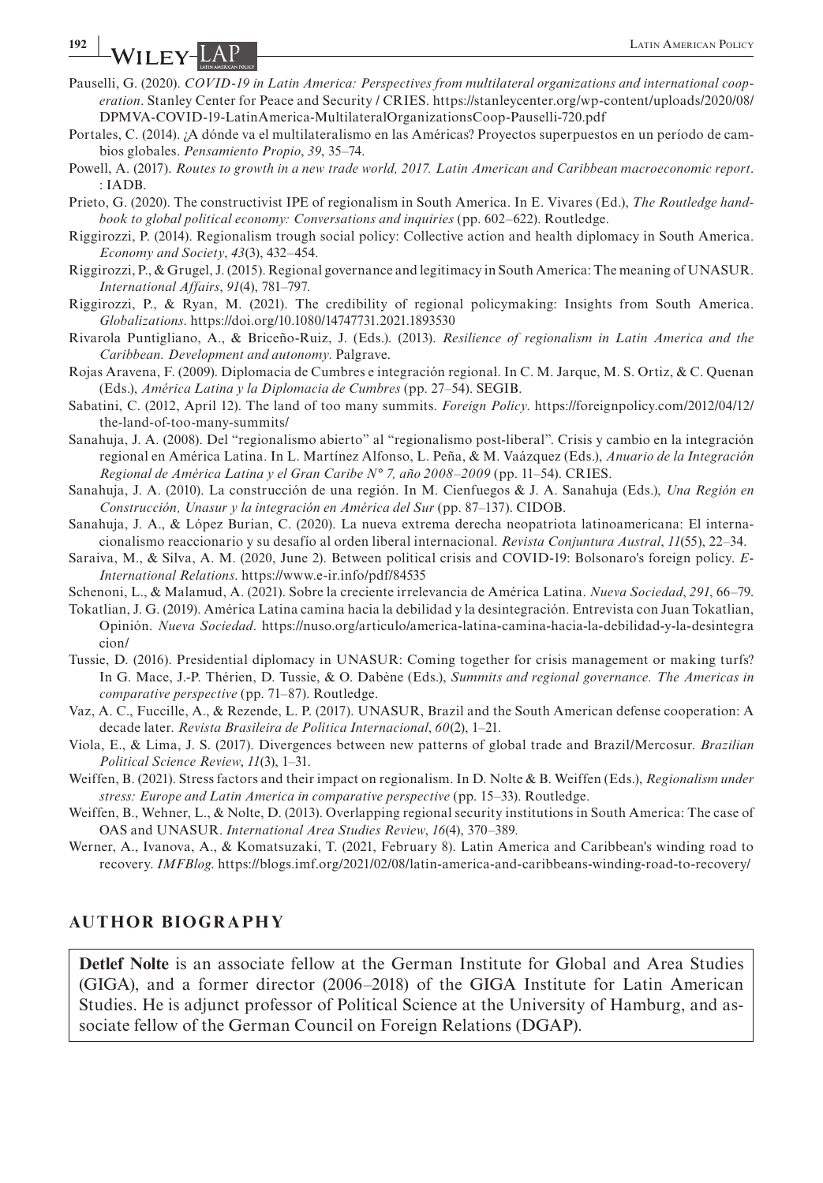Pauselli, G. (2020). *COVID-19 in Latin America: Perspectives from multilateral organizations and international cooperation*. Stanley Center for Peace and Security / CRIES. https://stanleycenter.org/wp-content/uploads/2020/08/DPMVA-COVID-19-LatinAmerica-MultilateralOrganizationsCoop-Pauselli-720.pdf

Portales, C. (2014). ¿A dónde va el multilateralismo en las Américas? Proyectos superpuestos en un período de cambios globales. *Pensamiento Propio*, *39*, 35–74.

Powell, A. (2017). *Routes to growth in a new trade world, 2017. Latin American and Caribbean macroeconomic report*. : IADB.

Prieto, G. (2020). The constructivist IPE of regionalism in South America. In E. Vivares (Ed.), *The Routledge handbook to global political economy: Conversations and inquiries* (pp. 602–622). Routledge.

Riggirozzi, P. (2014). Regionalism trough social policy: Collective action and health diplomacy in South America. *Economy and Society*, *43*(3), 432–454.

Riggirozzi, P., & Grugel, J. (2015). Regional governance and legitimacy in South America: The meaning of UNASUR. *International Affairs*, *91*(4), 781–797.

Riggirozzi, P., & Ryan, M. (2021). The credibility of regional policymaking: Insights from South America. *Globalizations*. https://doi.org/10.1080/14747731.2021.1893530

Rivarola Puntigliano, A., & Briceño-Ruiz, J. (Eds.). (2013). *Resilience of regionalism in Latin America and the Caribbean. Development and autonomy*. Palgrave.

Rojas Aravena, F. (2009). Diplomacia de Cumbres e integración regional. In C. M. Jarque, M. S. Ortiz, & C. Quenan (Eds.), *América Latina y la Diplomacia de Cumbres* (pp. 27–54). SEGIB.

Sabatini, C. (2012, April 12). The land of too many summits. *Foreign Policy*. https://foreignpolicy.com/2012/04/12/the-land-of-too-many-summits/

Sanahuja, J. A. (2008). Del "regionalismo abierto" al "regionalismo post-liberal". Crisis y cambio en la integración regional en América Latina. In L. Martínez Alfonso, L. Peña, & M. Vaázquez (Eds.), *Anuario de la Integración Regional de América Latina y el Gran Caribe N° 7, año 2008–2009* (pp. 11–54). CRIES.

Sanahuja, J. A. (2010). La construcción de una región. In M. Cienfuegos & J. A. Sanahuja (Eds.), *Una Región en Construcción, Unasur y la integración en América del Sur* (pp. 87–137). CIDOB.

Sanahuja, J. A., & López Burian, C. (2020). La nueva extrema derecha neopatriota latinoamericana: El internacionalismo reaccionario y su desafío al orden liberal internacional. *Revista Conjuntura Austral*, *11*(55), 22–34.

Saraiva, M., & Silva, A. M. (2020, June 2). Between political crisis and COVID-19: Bolsonaro's foreign policy. *E-International Relations*. https://www.e-ir.info/pdf/84535

Schenoni, L., & Malamud, A. (2021). Sobre la creciente irrelevancia de América Latina. *Nueva Sociedad*, *291*, 66–79.

Tokatlian, J. G. (2019). América Latina camina hacia la debilidad y la desintegración. Entrevista con Juan Tokatlian, Opinión. *Nueva Sociedad*. https://nuso.org/articulo/america-latina-camina-hacia-la-debilidad-y-la-desintegracion/

Tussie, D. (2016). Presidential diplomacy in UNASUR: Coming together for crisis management or making turfs? In G. Mace, J.-P. Thérien, D. Tussie, & O. Dabène (Eds.), *Summits and regional governance. The Americas in comparative perspective* (pp. 71–87). Routledge.

Vaz, A. C., Fuccille, A., & Rezende, L. P. (2017). UNASUR, Brazil and the South American defense cooperation: A decade later. *Revista Brasileira de Política Internacional*, *60*(2), 1–21.

Viola, E., & Lima, J. S. (2017). Divergences between new patterns of global trade and Brazil/Mercosur. *Brazilian Political Science Review*, *11*(3), 1–31.

Weiffen, B. (2021). Stress factors and their impact on regionalism. In D. Nolte & B. Weiffen (Eds.), *Regionalism under stress: Europe and Latin America in comparative perspective* (pp. 15–33). Routledge.

Weiffen, B., Wehner, L., & Nolte, D. (2013). Overlapping regional security institutions in South America: The case of OAS and UNASUR. *International Area Studies Review*, *16*(4), 370–389.

Werner, A., Ivanova, A., & Komatsuzaki, T. (2021, February 8). Latin America and Caribbean's winding road to recovery. *IMFBlog*. https://blogs.imf.org/2021/02/08/latin-america-and-caribbeans-winding-road-to-recovery/

## AUTHOR BIOGRAPHY

**Detlef Nolte** is an associate fellow at the German Institute for Global and Area Studies (GIGA), and a former director (2006–2018) of the GIGA Institute for Latin American Studies. He is adjunct professor of Political Science at the University of Hamburg, and associate fellow of the German Council on Foreign Relations (DGAP).